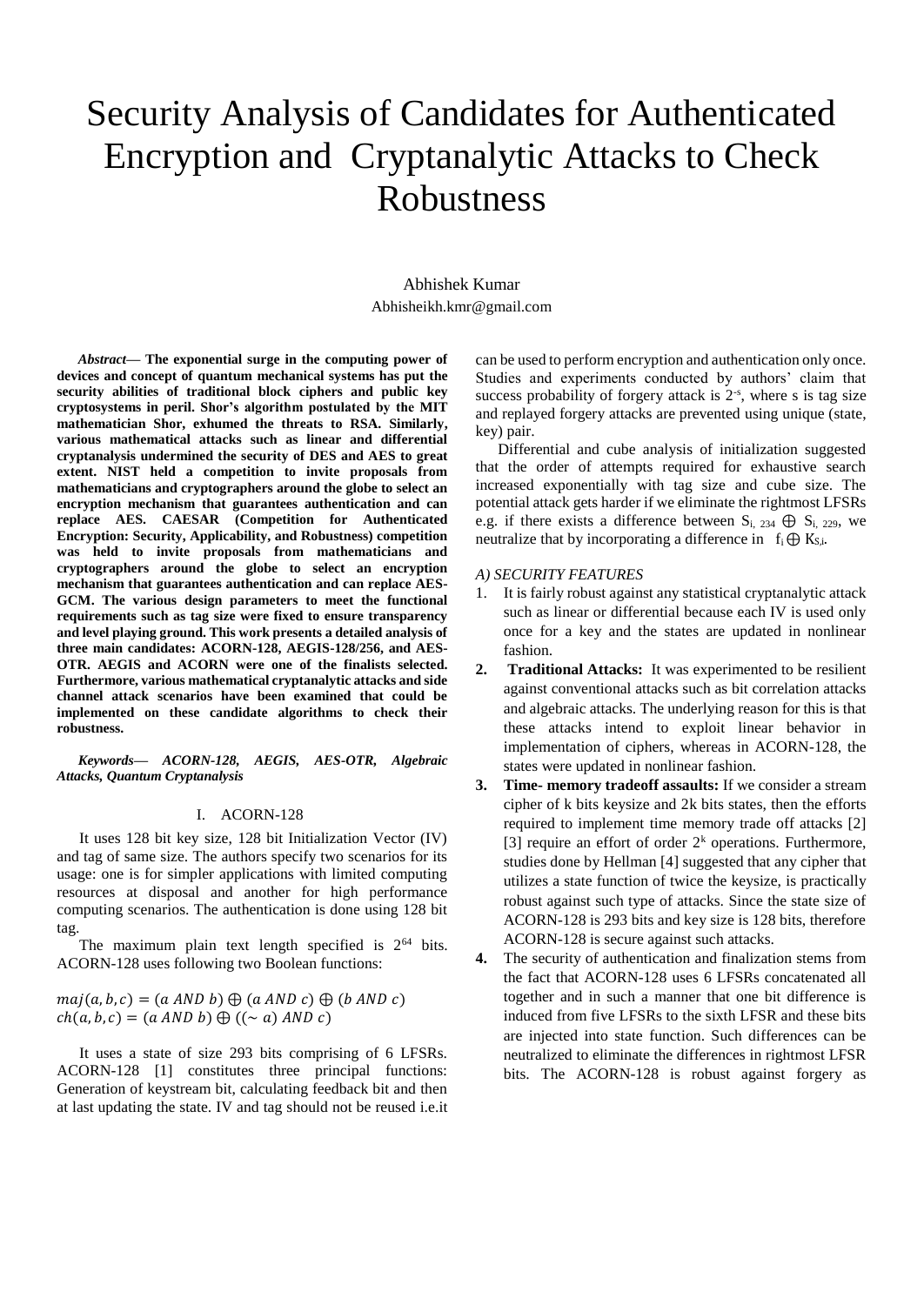# Security Analysis of Candidates for Authenticated Encryption and Cryptanalytic Attacks to Check Robustness

Abhishek Kumar
Abhisheikh.kmr@gmail.com

***Abstract*— The exponential surge in the computing power of devices and concept of quantum mechanical systems has put the security abilities of traditional block ciphers and public key cryptosystems in peril. Shor's algorithm postulated by the MIT mathematician Shor, exhumed the threats to RSA. Similarly, various mathematical attacks such as linear and differential cryptanalysis undermined the security of DES and AES to great extent. NIST held a competition to invite proposals from mathematicians and cryptographers around the globe to select an encryption mechanism that guarantees authentication and can replace AES. CAESAR (Competition for Authenticated Encryption: Security, Applicability, and Robustness) competition was held to invite proposals from mathematicians and cryptographers around the globe to select an encryption mechanism that guarantees authentication and can replace AES-GCM. The various design parameters to meet the functional requirements such as tag size were fixed to ensure transparency and level playing ground. This work presents a detailed analysis of three main candidates: ACORN-128, AEGIS-128/256, and AES-OTR. AEGIS and ACORN were one of the finalists selected. Furthermore, various mathematical cryptanalytic attacks and side channel attack scenarios have been examined that could be implemented on these candidate algorithms to check their robustness.**

***Keywords— ACORN-128, AEGIS, AES-OTR, Algebraic Attacks, Quantum Cryptanalysis***

## I. ACORN-128

It uses 128 bit key size, 128 bit Initialization Vector (IV) and tag of same size. The authors specify two scenarios for its usage: one is for simpler applications with limited computing resources at disposal and another for high performance computing scenarios. The authentication is done using 128 bit tag.

The maximum plain text length specified is $2^{64}$ bits. ACORN-128 uses following two Boolean functions:

$$maj(a, b, c) = (a\ AND\ b) \oplus (a\ AND\ c) \oplus (b\ AND\ c)$$
$$ch(a, b, c) = (a\ AND\ b) \oplus ((\sim a)\ AND\ c)$$

It uses a state of size 293 bits comprising of 6 LFSRs. ACORN-128 [1] constitutes three principal functions: Generation of keystream bit, calculating feedback bit and then at last updating the state. IV and tag should not be reused i.e.it can be used to perform encryption and authentication only once. Studies and experiments conducted by authors' claim that success probability of forgery attack is $2^{-s}$, where s is tag size and replayed forgery attacks are prevented using unique (state, key) pair.

Differential and cube analysis of initialization suggested that the order of attempts required for exhaustive search increased exponentially with tag size and cube size. The potential attack gets harder if we eliminate the rightmost LFSRs e.g. if there exists a difference between $S_{i,\ 234} \oplus S_{i,\ 229}$, we neutralize that by incorporating a difference in $f_i \oplus K_{S,i}$.

### *A) SECURITY FEATURES*

1. It is fairly robust against any statistical cryptanalytic attack such as linear or differential because each IV is used only once for a key and the states are updated in nonlinear fashion.
2. **Traditional Attacks:** It was experimented to be resilient against conventional attacks such as bit correlation attacks and algebraic attacks. The underlying reason for this is that these attacks intend to exploit linear behavior in implementation of ciphers, whereas in ACORN-128, the states were updated in nonlinear fashion.
3. **Time- memory tradeoff assaults:** If we consider a stream cipher of k bits keysize and 2k bits states, then the efforts required to implement time memory trade off attacks [2] [3] require an effort of order $2^k$ operations. Furthermore, studies done by Hellman [4] suggested that any cipher that utilizes a state function of twice the keysize, is practically robust against such type of attacks. Since the state size of ACORN-128 is 293 bits and key size is 128 bits, therefore ACORN-128 is secure against such attacks.
4. The security of authentication and finalization stems from the fact that ACORN-128 uses 6 LFSRs concatenated all together and in such a manner that one bit difference is induced from five LFSRs to the sixth LFSR and these bits are injected into state function. Such differences can be neutralized to eliminate the differences in rightmost LFSR bits. The ACORN-128 is robust against forgery as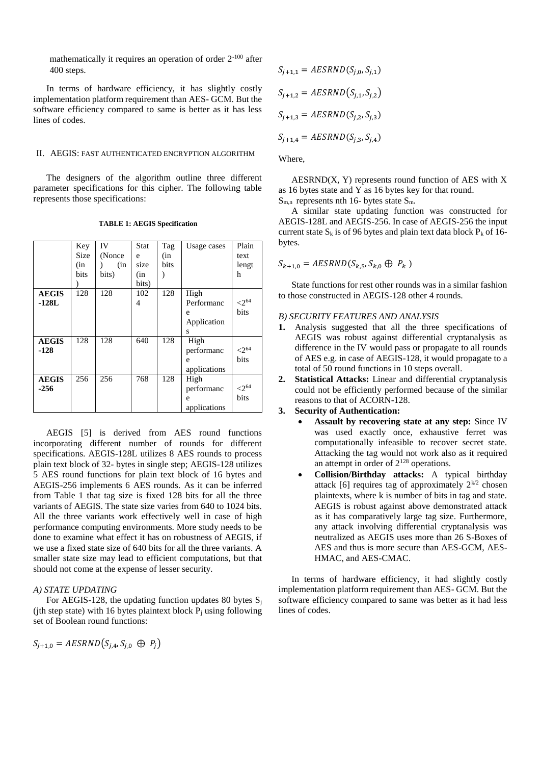mathematically it requires an operation of order $2^{-100}$ after 400 steps.

In terms of hardware efficiency, it has slightly costly implementation platform requirement than AES- GCM. But the software efficiency compared to same is better as it has less lines of codes.

## II. AEGIS: FAST AUTHENTICATED ENCRYPTION ALGORITHM

The designers of the algorithm outline three different parameter specifications for this cipher. The following table represents those specifications:

**TABLE 1: AEGIS Specification**

| | Key Size (in bits) | IV (Nonce) (in bits) | State size (in bits) | Tag (in bits) | Usage cases | Plain text length |
|---|---|---|---|---|---|---|
| **AEGIS -128L** | 128 | 128 | 1024 | 128 | High Performance Applications | $<2^{64}$ bits |
| **AEGIS -128** | 128 | 128 | 640 | 128 | High performance applications | $<2^{64}$ bits |
| **AEGIS -256** | 256 | 256 | 768 | 128 | High performance applications | $<2^{64}$ bits |

AEGIS [5] is derived from AES round functions incorporating different number of rounds for different specifications. AEGIS-128L utilizes 8 AES rounds to process plain text block of 32- bytes in single step; AEGIS-128 utilizes 5 AES round functions for plain text block of 16 bytes and AEGIS-256 implements 6 AES rounds. As it can be inferred from Table 1 that tag size is fixed 128 bits for all the three variants of AEGIS. The state size varies from 640 to 1024 bits. All the three variants work effectively well in case of high performance computing environments. More study needs to be done to examine what effect it has on robustness of AEGIS, if we use a fixed state size of 640 bits for all the three variants. A smaller state size may lead to efficient computations, but that should not come at the expense of lesser security.

### *A) STATE UPDATING*

For AEGIS-128, the updating function updates 80 bytes $S_j$ (jth step state) with 16 bytes plaintext block $P_j$ using following set of Boolean round functions:

$$S_{j+1,0} = AESRND(S_{j,4}, S_{j,0} \oplus P_j)$$

$$S_{j+1,1} = AESRND(S_{j,0}, S_{j,1})$$

$$S_{j+1,2} = AESRND(S_{j,1}, S_{j,2})$$

$$S_{j+1,3} = AESRND(S_{j,2}, S_{j,3})$$

$$S_{j+1,4} = AESRND(S_{j,3}, S_{j,4})$$

Where,

AESRND(X, Y) represents round function of AES with X as 16 bytes state and Y as 16 bytes key for that round.

$S_{m,n}$ represents nth 16- bytes state $S_m$.

A similar state updating function was constructed for AEGIS-128L and AEGIS-256. In case of AEGIS-256 the input current state $S_k$ is of 96 bytes and plain text data block $P_k$ of 16-bytes.

$$S_{k+1,0} = AESRND(S_{k,5}, S_{k,0} \oplus P_k)$$

State functions for rest other rounds was in a similar fashion to those constructed in AEGIS-128 other 4 rounds.

### *B) SECURITY FEATURES AND ANALYSIS*

1. Analysis suggested that all the three specifications of AEGIS was robust against differential cryptanalysis as difference in the IV would pass or propagate to all rounds of AES e.g. in case of AEGIS-128, it would propagate to a total of 50 round functions in 10 steps overall.
2. **Statistical Attacks:** Linear and differential cryptanalysis could not be efficiently performed because of the similar reasons to that of ACORN-128.
3. **Security of Authentication:**
   - **Assault by recovering state at any step:** Since IV was used exactly once, exhaustive ferret was computationally infeasible to recover secret state. Attacking the tag would not work also as it required an attempt in order of $2^{128}$ operations.
   - **Collision/Birthday attacks:** A typical birthday attack [6] requires tag of approximately $2^{k/2}$ chosen plaintexts, where k is number of bits in tag and state. AEGIS is robust against above demonstrated attack as it has comparatively large tag size. Furthermore, any attack involving differential cryptanalysis was neutralized as AEGIS uses more than 26 S-Boxes of AES and thus is more secure than AES-GCM, AES-HMAC, and AES-CMAC.

In terms of hardware efficiency, it had slightly costly implementation platform requirement than AES- GCM. But the software efficiency compared to same was better as it had less lines of codes.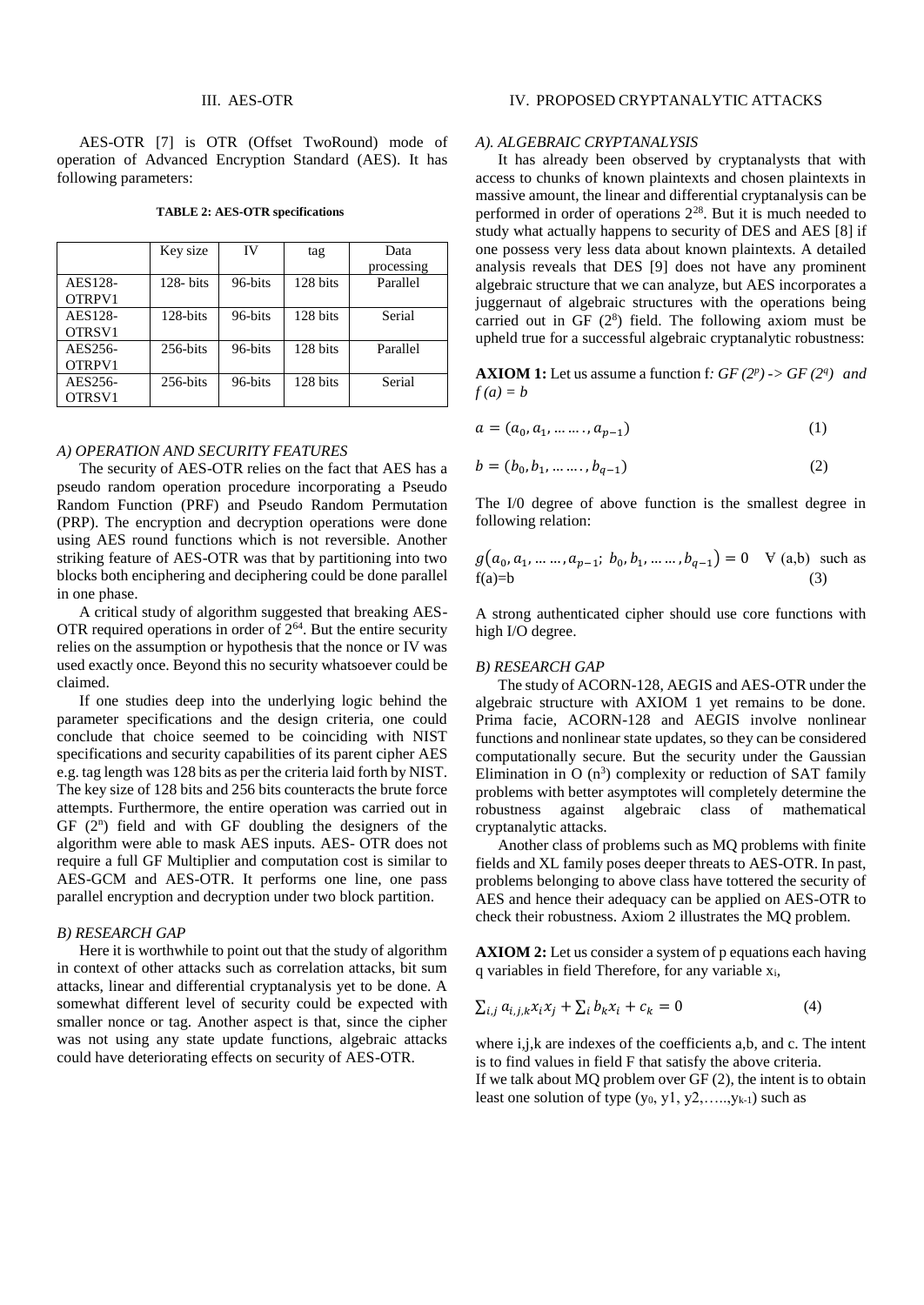## III. AES-OTR

AES-OTR [7] is OTR (Offset TwoRound) mode of operation of Advanced Encryption Standard (AES). It has following parameters:

**TABLE 2: AES-OTR specifications**

| | Key size | IV | tag | Data processing |
|---|---|---|---|---|
| AES128-OTRPV1 | 128- bits | 96-bits | 128 bits | Parallel |
| AES128-OTRSV1 | 128-bits | 96-bits | 128 bits | Serial |
| AES256-OTRPV1 | 256-bits | 96-bits | 128 bits | Parallel |
| AES256-OTRSV1 | 256-bits | 96-bits | 128 bits | Serial |

### *A) OPERATION AND SECURITY FEATURES*

The security of AES-OTR relies on the fact that AES has a pseudo random operation procedure incorporating a Pseudo Random Function (PRF) and Pseudo Random Permutation (PRP). The encryption and decryption operations were done using AES round functions which is not reversible. Another striking feature of AES-OTR was that by partitioning into two blocks both enciphering and deciphering could be done parallel in one phase.

A critical study of algorithm suggested that breaking AES-OTR required operations in order of $2^{64}$. But the entire security relies on the assumption or hypothesis that the nonce or IV was used exactly once. Beyond this no security whatsoever could be claimed.

If one studies deep into the underlying logic behind the parameter specifications and the design criteria, one could conclude that choice seemed to be coinciding with NIST specifications and security capabilities of its parent cipher AES e.g. tag length was 128 bits as per the criteria laid forth by NIST. The key size of 128 bits and 256 bits counteracts the brute force attempts. Furthermore, the entire operation was carried out in GF ($2^n$) field and with GF doubling the designers of the algorithm were able to mask AES inputs. AES- OTR does not require a full GF Multiplier and computation cost is similar to AES-GCM and AES-OTR. It performs one line, one pass parallel encryption and decryption under two block partition.

### *B) RESEARCH GAP*

Here it is worthwhile to point out that the study of algorithm in context of other attacks such as correlation attacks, bit sum attacks, linear and differential cryptanalysis yet to be done. A somewhat different level of security could be expected with smaller nonce or tag. Another aspect is that, since the cipher was not using any state update functions, algebraic attacks could have deteriorating effects on security of AES-OTR.

## IV. PROPOSED CRYPTANALYTIC ATTACKS

### *A). ALGEBRAIC CRYPTANALYSIS*

It has already been observed by cryptanalysts that with access to chunks of known plaintexts and chosen plaintexts in massive amount, the linear and differential cryptanalysis can be performed in order of operations $2^{28}$. But it is much needed to study what actually happens to security of DES and AES [8] if one possess very less data about known plaintexts. A detailed analysis reveals that DES [9] does not have any prominent algebraic structure that we can analyze, but AES incorporates a juggernaut of algebraic structures with the operations being carried out in GF ($2^8$) field. The following axiom must be upheld true for a successful algebraic cryptanalytic robustness:

**AXIOM 1:** Let us assume a function f*: GF ($2^p$) -> GF ($2^q$) and f (a) = b*

$$a = (a_0, a_1, \ldots\ldots, a_{p-1}) \tag{1}$$

$$b = (b_0, b_1, \ldots\ldots, b_{q-1}) \tag{2}$$

The I/0 degree of above function is the smallest degree in following relation:

$$g(a_0, a_1, \ldots\ldots, a_{p-1};\ b_0, b_1, \ldots\ldots, b_{q-1}) = 0 \quad \forall \text{ (a,b) such as f(a)=b} \tag{3}$$

A strong authenticated cipher should use core functions with high I/O degree.

### *B) RESEARCH GAP*

The study of ACORN-128, AEGIS and AES-OTR under the algebraic structure with AXIOM 1 yet remains to be done. Prima facie, ACORN-128 and AEGIS involve nonlinear functions and nonlinear state updates, so they can be considered computationally secure. But the security under the Gaussian Elimination in O ($n^3$) complexity or reduction of SAT family problems with better asymptotes will completely determine the robustness against algebraic class of mathematical cryptanalytic attacks.

Another class of problems such as MQ problems with finite fields and XL family poses deeper threats to AES-OTR. In past, problems belonging to above class have tottered the security of AES and hence their adequacy can be applied on AES-OTR to check their robustness. Axiom 2 illustrates the MQ problem.

**AXIOM 2:** Let us consider a system of p equations each having q variables in field Therefore, for any variable $x_i$,

$$\sum_{i,j} a_{i,j,k} x_i x_j + \sum_i b_k x_i + c_k = 0 \tag{4}$$

where i,j,k are indexes of the coefficients a,b, and c. The intent is to find values in field F that satisfy the above criteria.
If we talk about MQ problem over GF (2), the intent is to obtain least one solution of type ($y_0$, y1, y2,…..,$y_{k-1}$) such as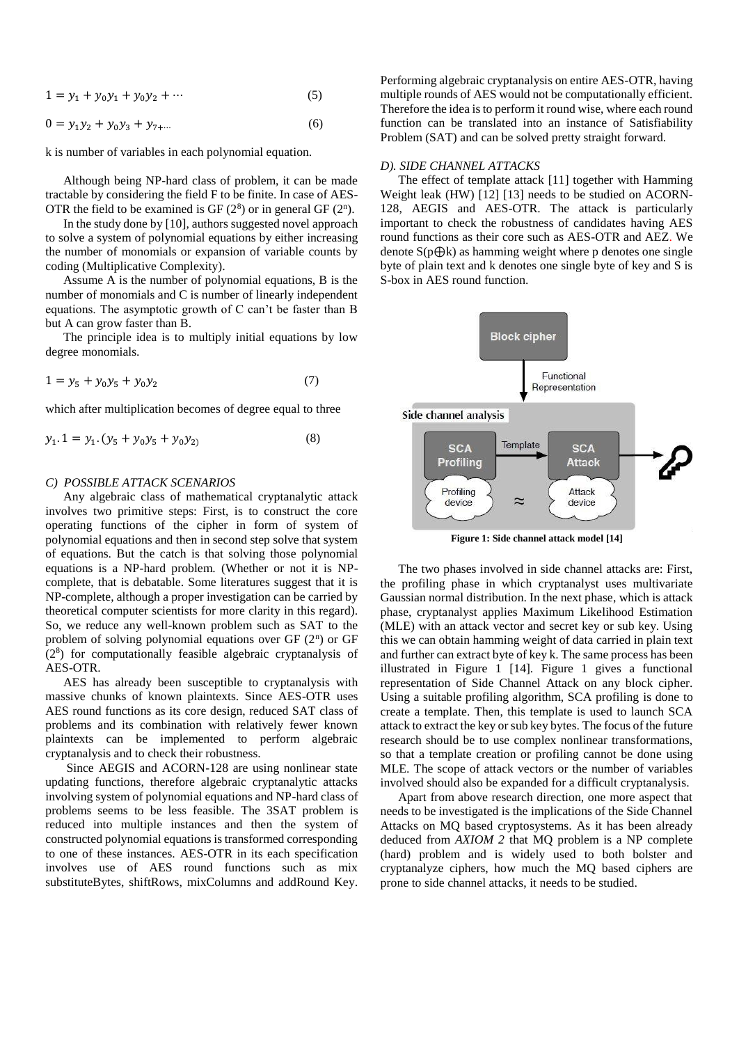$$1 = y_1 + y_0 y_1 + y_0 y_2 + \cdots \quad (5)$$

$$0 = y_1 y_2 + y_0 y_3 + y_{7+\cdots} \quad (6)$$

k is number of variables in each polynomial equation.

Although being NP-hard class of problem, it can be made tractable by considering the field F to be finite. In case of AES-OTR the field to be examined is GF $(2^8)$ or in general GF $(2^n)$.

In the study done by [10], authors suggested novel approach to solve a system of polynomial equations by either increasing the number of monomials or expansion of variable counts by coding (Multiplicative Complexity).

Assume A is the number of polynomial equations, B is the number of monomials and C is number of linearly independent equations. The asymptotic growth of C can't be faster than B but A can grow faster than B.

The principle idea is to multiply initial equations by low degree monomials.

$$1 = y_5 + y_0 y_5 + y_0 y_2 \quad (7)$$

which after multiplication becomes of degree equal to three

$$y_1 . 1 = y_1 . (y_5 + y_0 y_5 + y_0 y_{2)} \quad (8)$$

### C) POSSIBLE ATTACK SCENARIOS

Any algebraic class of mathematical cryptanalytic attack involves two primitive steps: First, is to construct the core operating functions of the cipher in form of system of polynomial equations and then in second step solve that system of equations. But the catch is that solving those polynomial equations is a NP-hard problem. (Whether or not it is NP-complete, that is debatable. Some literatures suggest that it is NP-complete, although a proper investigation can be carried by theoretical computer scientists for more clarity in this regard). So, we reduce any well-known problem such as SAT to the problem of solving polynomial equations over GF $(2^n)$ or GF $(2^8)$ for computationally feasible algebraic cryptanalysis of AES-OTR.

AES has already been susceptible to cryptanalysis with massive chunks of known plaintexts. Since AES-OTR uses AES round functions as its core design, reduced SAT class of problems and its combination with relatively fewer known plaintexts can be implemented to perform algebraic cryptanalysis and to check their robustness.

Since AEGIS and ACORN-128 are using nonlinear state updating functions, therefore algebraic cryptanalytic attacks involving system of polynomial equations and NP-hard class of problems seems to be less feasible. The 3SAT problem is reduced into multiple instances and then the system of constructed polynomial equations is transformed corresponding to one of these instances. AES-OTR in its each specification involves use of AES round functions such as mix substituteBytes, shiftRows, mixColumns and addRound Key. Performing algebraic cryptanalysis on entire AES-OTR, having multiple rounds of AES would not be computationally efficient. Therefore the idea is to perform it round wise, where each round function can be translated into an instance of Satisfiability Problem (SAT) and can be solved pretty straight forward.

### D). SIDE CHANNEL ATTACKS

The effect of template attack [11] together with Hamming Weight leak (HW) [12] [13] needs to be studied on ACORN-128, AEGIS and AES-OTR. The attack is particularly important to check the robustness of candidates having AES round functions as their core such as AES-OTR and AEZ. We denote $S(p \oplus k)$ as hamming weight where p denotes one single byte of plain text and k denotes one single byte of key and S is S-box in AES round function.

**Figure 1: Side channel attack model [14]**

The two phases involved in side channel attacks are: First, the profiling phase in which cryptanalyst uses multivariate Gaussian normal distribution. In the next phase, which is attack phase, cryptanalyst applies Maximum Likelihood Estimation (MLE) with an attack vector and secret key or sub key. Using this we can obtain hamming weight of data carried in plain text and further can extract byte of key k. The same process has been illustrated in Figure 1 [14]. Figure 1 gives a functional representation of Side Channel Attack on any block cipher. Using a suitable profiling algorithm, SCA profiling is done to create a template. Then, this template is used to launch SCA attack to extract the key or sub key bytes. The focus of the future research should be to use complex nonlinear transformations, so that a template creation or profiling cannot be done using MLE. The scope of attack vectors or the number of variables involved should also be expanded for a difficult cryptanalysis.

Apart from above research direction, one more aspect that needs to be investigated is the implications of the Side Channel Attacks on MQ based cryptosystems. As it has been already deduced from *AXIOM 2* that MQ problem is a NP complete (hard) problem and is widely used to both bolster and cryptanalyze ciphers, how much the MQ based ciphers are prone to side channel attacks, it needs to be studied.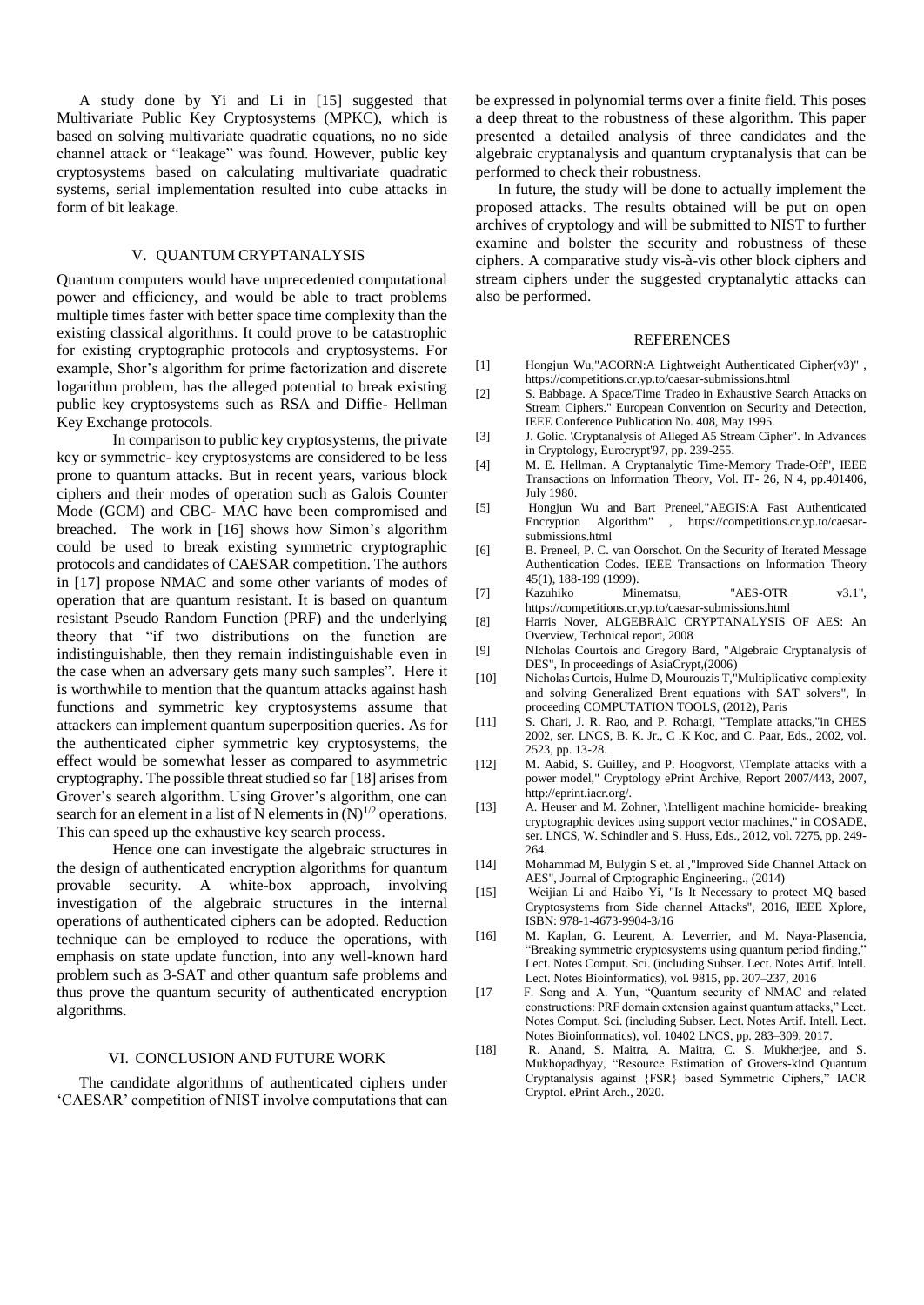A study done by Yi and Li in [15] suggested that Multivariate Public Key Cryptosystems (MPKC), which is based on solving multivariate quadratic equations, no no side channel attack or "leakage" was found. However, public key cryptosystems based on calculating multivariate quadratic systems, serial implementation resulted into cube attacks in form of bit leakage.

## V. QUANTUM CRYPTANALYSIS

Quantum computers would have unprecedented computational power and efficiency, and would be able to tract problems multiple times faster with better space time complexity than the existing classical algorithms. It could prove to be catastrophic for existing cryptographic protocols and cryptosystems. For example, Shor's algorithm for prime factorization and discrete logarithm problem, has the alleged potential to break existing public key cryptosystems such as RSA and Diffie- Hellman Key Exchange protocols.

In comparison to public key cryptosystems, the private key or symmetric- key cryptosystems are considered to be less prone to quantum attacks. But in recent years, various block ciphers and their modes of operation such as Galois Counter Mode (GCM) and CBC- MAC have been compromised and breached. The work in [16] shows how Simon's algorithm could be used to break existing symmetric cryptographic protocols and candidates of CAESAR competition. The authors in [17] propose NMAC and some other variants of modes of operation that are quantum resistant. It is based on quantum resistant Pseudo Random Function (PRF) and the underlying theory that "if two distributions on the function are indistinguishable, then they remain indistinguishable even in the case when an adversary gets many such samples". Here it is worthwhile to mention that the quantum attacks against hash functions and symmetric key cryptosystems assume that attackers can implement quantum superposition queries. As for the authenticated cipher symmetric key cryptosystems, the effect would be somewhat lesser as compared to asymmetric cryptography. The possible threat studied so far [18] arises from Grover's search algorithm. Using Grover's algorithm, one can search for an element in a list of N elements in $(N)^{1/2}$ operations. This can speed up the exhaustive key search process.

Hence one can investigate the algebraic structures in the design of authenticated encryption algorithms for quantum provable security. A white-box approach, involving investigation of the algebraic structures in the internal operations of authenticated ciphers can be adopted. Reduction technique can be employed to reduce the operations, with emphasis on state update function, into any well-known hard problem such as 3-SAT and other quantum safe problems and thus prove the quantum security of authenticated encryption algorithms.

## VI. CONCLUSION AND FUTURE WORK

The candidate algorithms of authenticated ciphers under 'CAESAR' competition of NIST involve computations that can be expressed in polynomial terms over a finite field. This poses a deep threat to the robustness of these algorithm. This paper presented a detailed analysis of three candidates and the algebraic cryptanalysis and quantum cryptanalysis that can be performed to check their robustness.

In future, the study will be done to actually implement the proposed attacks. The results obtained will be put on open archives of cryptology and will be submitted to NIST to further examine and bolster the security and robustness of these ciphers. A comparative study vis-à-vis other block ciphers and stream ciphers under the suggested cryptanalytic attacks can also be performed.

## REFERENCES

[1] Hongjun Wu,"ACORN:A Lightweight Authenticated Cipher(v3)" , https://competitions.cr.yp.to/caesar-submissions.html

[2] S. Babbage. A Space/Time Tradeo in Exhaustive Search Attacks on Stream Ciphers." European Convention on Security and Detection, IEEE Conference Publication No. 408, May 1995.

[3] J. Golic. \Cryptanalysis of Alleged A5 Stream Cipher". In Advances in Cryptology, Eurocrypt'97, pp. 239-255.

[4] M. E. Hellman. A Cryptanalytic Time-Memory Trade-Off", IEEE Transactions on Information Theory, Vol. IT- 26, N 4, pp.401406, July 1980.

[5] Hongjun Wu and Bart Preneel,"AEGIS:A Fast Authenticated Encryption Algorithm" , https://competitions.cr.yp.to/caesar-submissions.html

[6] B. Preneel, P. C. van Oorschot. On the Security of Iterated Message Authentication Codes. IEEE Transactions on Information Theory 45(1), 188-199 (1999).

[7] Kazuhiko Minematsu, "AES-OTR v3.1", https://competitions.cr.yp.to/caesar-submissions.html

[8] Harris Nover, ALGEBRAIC CRYPTANALYSIS OF AES: An Overview, Technical report, 2008

[9] NIcholas Courtois and Gregory Bard, "Algebraic Cryptanalysis of DES", In proceedings of AsiaCrypt,(2006)

[10] Nicholas Curtois, Hulme D, Mourouzis T,"Multiplicative complexity and solving Generalized Brent equations with SAT solvers", In proceeding COMPUTATION TOOLS, (2012), Paris

[11] S. Chari, J. R. Rao, and P. Rohatgi, "Template attacks,"in CHES 2002, ser. LNCS, B. K. Jr., C .K Koc, and C. Paar, Eds., 2002, vol. 2523, pp. 13-28.

[12] M. Aabid, S. Guilley, and P. Hoogvorst, \Template attacks with a power model," Cryptology ePrint Archive, Report 2007/443, 2007, http://eprint.iacr.org/.

[13] A. Heuser and M. Zohner, \Intelligent machine homicide- breaking cryptographic devices using support vector machines," in COSADE, ser. LNCS, W. Schindler and S. Huss, Eds., 2012, vol. 7275, pp. 249-264.

[14] Mohammad M, Bulygin S et. al ,"Improved Side Channel Attack on AES", Journal of Crptographic Engineering., (2014)

[15] Weijian Li and Haibo Yi, "Is It Necessary to protect MQ based Cryptosystems from Side channel Attacks", 2016, IEEE Xplore, ISBN: 978-1-4673-9904-3/16

[16] M. Kaplan, G. Leurent, A. Leverrier, and M. Naya-Plasencia, "Breaking symmetric cryptosystems using quantum period finding," Lect. Notes Comput. Sci. (including Subser. Lect. Notes Artif. Intell. Lect. Notes Bioinformatics), vol. 9815, pp. 207–237, 2016

[17 F. Song and A. Yun, "Quantum security of NMAC and related constructions: PRF domain extension against quantum attacks," Lect. Notes Comput. Sci. (including Subser. Lect. Notes Artif. Intell. Lect. Notes Bioinformatics), vol. 10402 LNCS, pp. 283–309, 2017.

[18] R. Anand, S. Maitra, A. Maitra, C. S. Mukherjee, and S. Mukhopadhyay, "Resource Estimation of Grovers-kind Quantum Cryptanalysis against {FSR} based Symmetric Ciphers," IACR Cryptol. ePrint Arch., 2020.